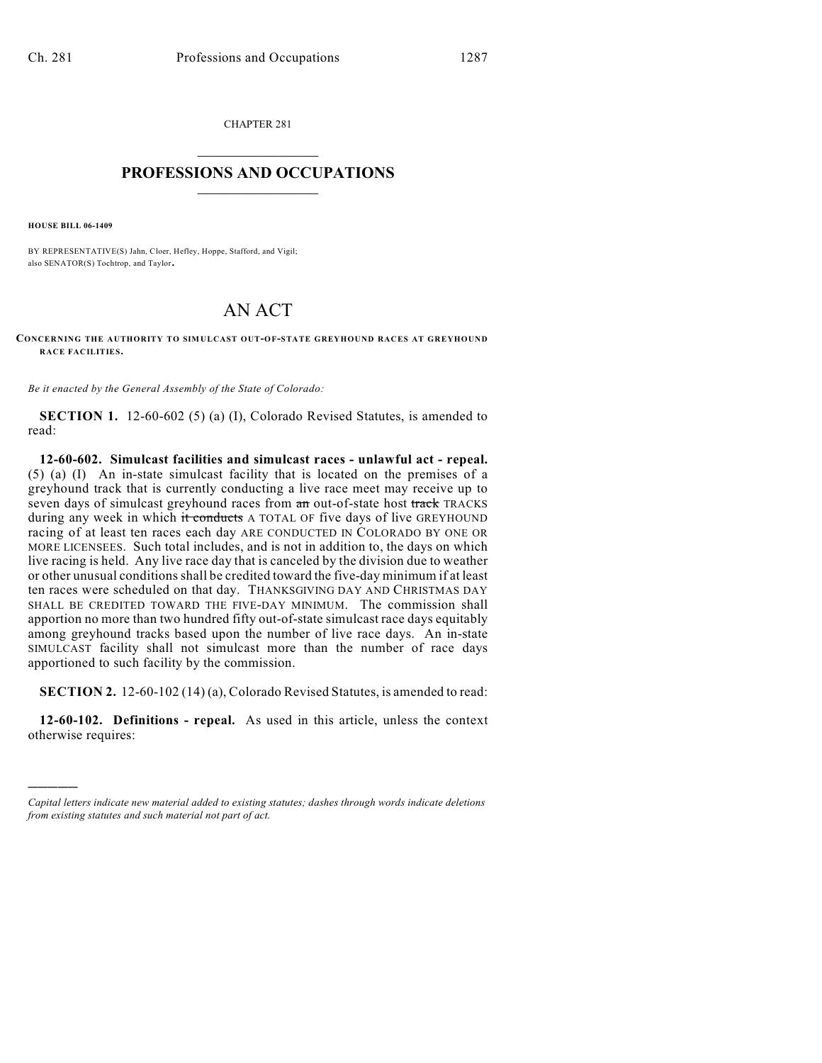CHAPTER 281

# PROFESSIONS AND OCCUPATIONS

**HOUSE BILL 06-1409**

BY REPRESENTATIVE(S) Jahn, Cloer, Hefley, Hoppe, Stafford, and Vigil;
also SENATOR(S) Tochtrop, and Taylor.

# AN ACT

**CONCERNING THE AUTHORITY TO SIMULCAST OUT-OF-STATE GREYHOUND RACES AT GREYHOUND RACE FACILITIES.**

*Be it enacted by the General Assembly of the State of Colorado:*

**SECTION 1.** 12-60-602 (5) (a) (I), Colorado Revised Statutes, is amended to read:

**12-60-602. Simulcast facilities and simulcast races - unlawful act - repeal.** (5) (a) (I) An in-state simulcast facility that is located on the premises of a greyhound track that is currently conducting a live race meet may receive up to seven days of simulcast greyhound races from ~~an~~ out-of-state host ~~track~~ TRACKS during any week in which ~~it conducts~~ A TOTAL OF five days of live GREYHOUND racing of at least ten races each day ARE CONDUCTED IN COLORADO BY ONE OR MORE LICENSEES. Such total includes, and is not in addition to, the days on which live racing is held. Any live race day that is canceled by the division due to weather or other unusual conditions shall be credited toward the five-day minimum if at least ten races were scheduled on that day. THANKSGIVING DAY AND CHRISTMAS DAY SHALL BE CREDITED TOWARD THE FIVE-DAY MINIMUM. The commission shall apportion no more than two hundred fifty out-of-state simulcast race days equitably among greyhound tracks based upon the number of live race days. An in-state SIMULCAST facility shall not simulcast more than the number of race days apportioned to such facility by the commission.

**SECTION 2.** 12-60-102 (14) (a), Colorado Revised Statutes, is amended to read:

**12-60-102. Definitions - repeal.** As used in this article, unless the context otherwise requires:

---

*Capital letters indicate new material added to existing statutes; dashes through words indicate deletions from existing statutes and such material not part of act.*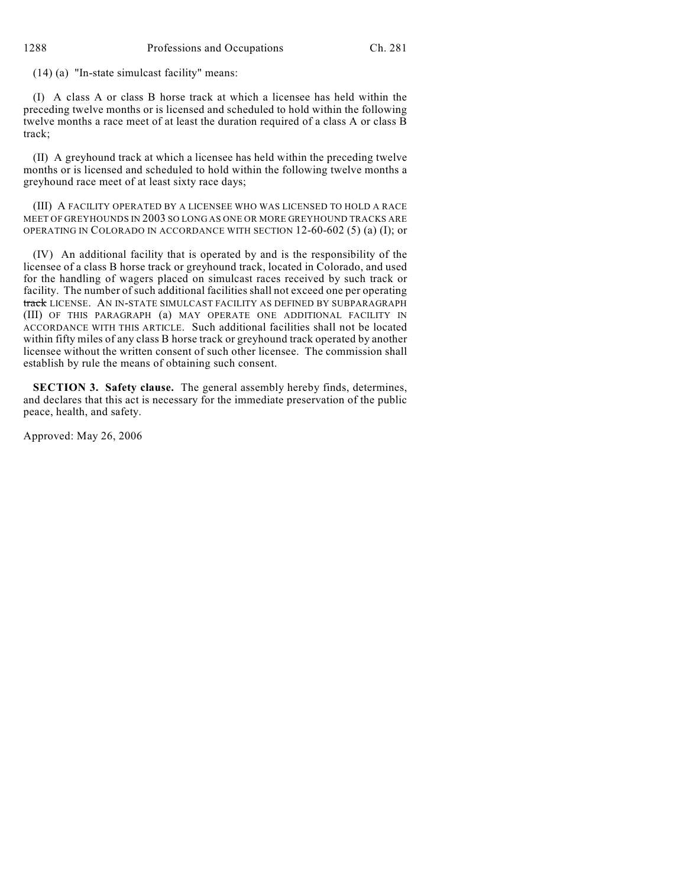(14) (a) "In-state simulcast facility" means:

(I) A class A or class B horse track at which a licensee has held within the preceding twelve months or is licensed and scheduled to hold within the following twelve months a race meet of at least the duration required of a class A or class B track;

(II) A greyhound track at which a licensee has held within the preceding twelve months or is licensed and scheduled to hold within the following twelve months a greyhound race meet of at least sixty race days;

(III) A FACILITY OPERATED BY A LICENSEE WHO WAS LICENSED TO HOLD A RACE MEET OF GREYHOUNDS IN 2003 SO LONG AS ONE OR MORE GREYHOUND TRACKS ARE OPERATING IN COLORADO IN ACCORDANCE WITH SECTION 12-60-602 (5) (a) (I); or

(IV) An additional facility that is operated by and is the responsibility of the licensee of a class B horse track or greyhound track, located in Colorado, and used for the handling of wagers placed on simulcast races received by such track or facility. The number of such additional facilities shall not exceed one per operating ~~track~~ LICENSE. AN IN-STATE SIMULCAST FACILITY AS DEFINED BY SUBPARAGRAPH (III) OF THIS PARAGRAPH (a) MAY OPERATE ONE ADDITIONAL FACILITY IN ACCORDANCE WITH THIS ARTICLE. Such additional facilities shall not be located within fifty miles of any class B horse track or greyhound track operated by another licensee without the written consent of such other licensee. The commission shall establish by rule the means of obtaining such consent.

**SECTION 3. Safety clause.** The general assembly hereby finds, determines, and declares that this act is necessary for the immediate preservation of the public peace, health, and safety.

Approved: May 26, 2006